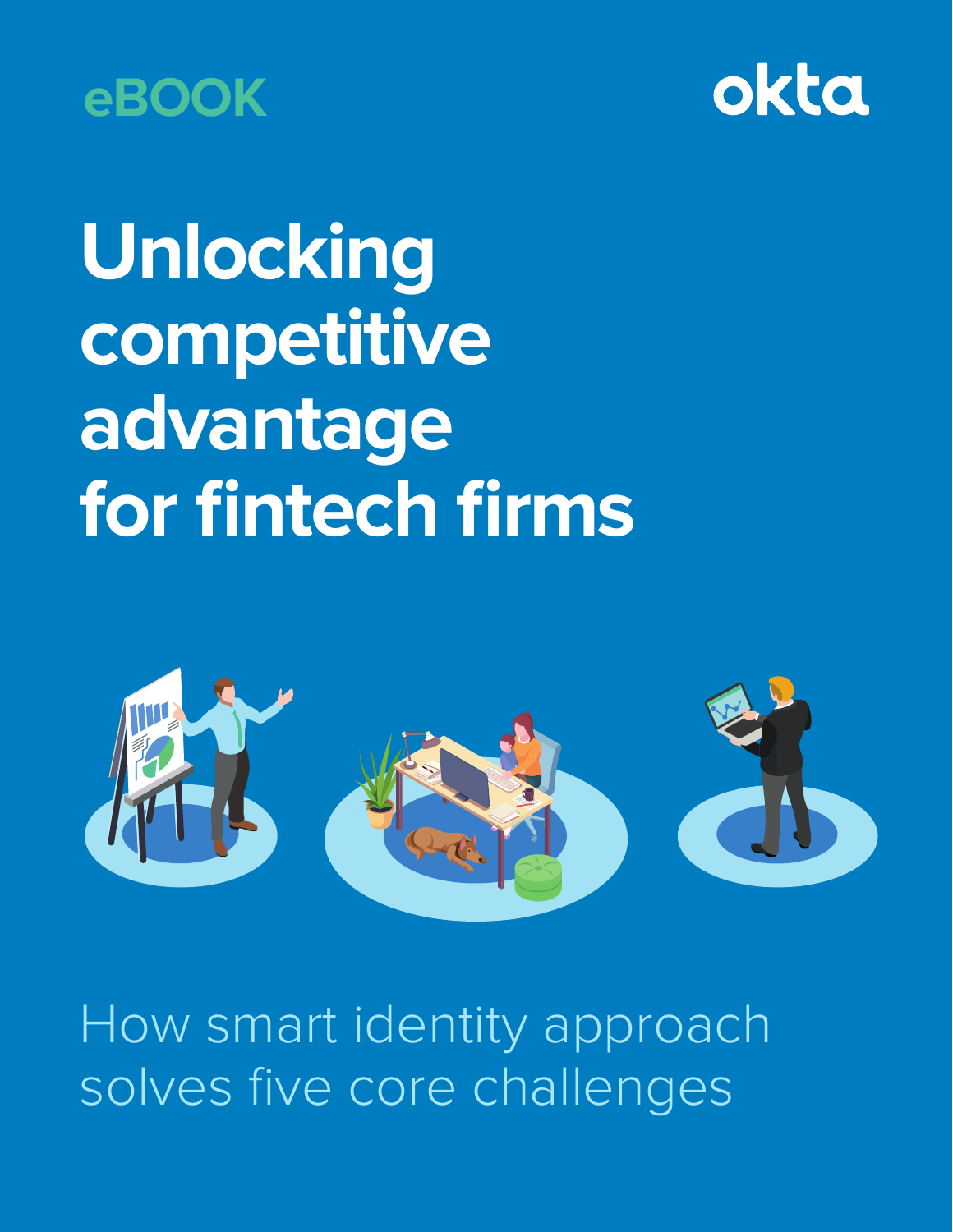eBOOK

okta

# Unlocking competitive advantage for fintech firms

How smart identity approach solves five core challenges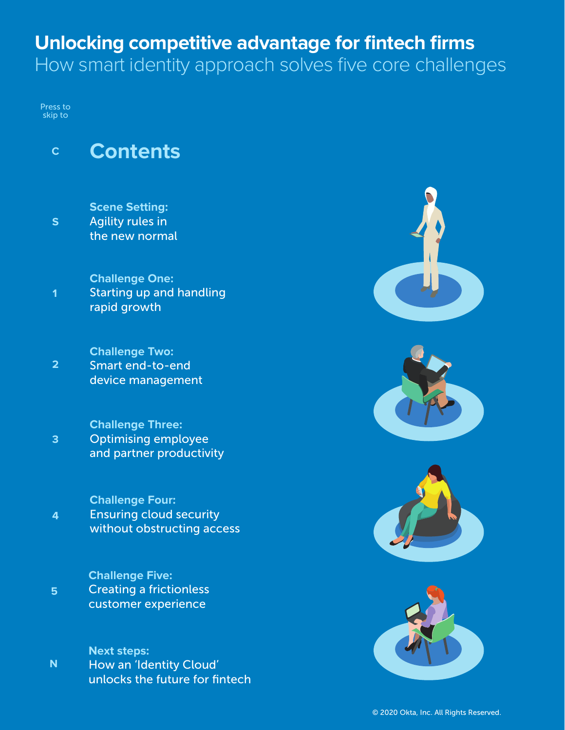# Unlocking competitive advantage for fintech firms

## How smart identity approach solves five core challenges

Press to skip to

**C** — **Contents**

**S** — **Scene Setting:** Agility rules in the new normal

**1** — **Challenge One:** Starting up and handling rapid growth

**2** — **Challenge Two:** Smart end-to-end device management

**3** — **Challenge Three:** Optimising employee and partner productivity

**4** — **Challenge Four:** Ensuring cloud security without obstructing access

**5** — **Challenge Five:** Creating a frictionless customer experience

**N** — **Next steps:** How an 'Identity Cloud' unlocks the future for fintech

© 2020 Okta, Inc. All Rights Reserved.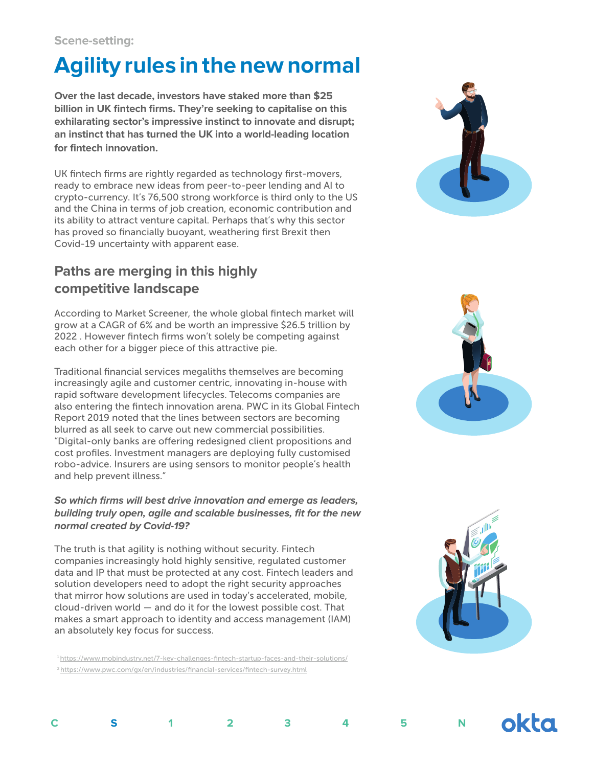Scene-setting:

# Agility rules in the new normal

**Over the last decade, investors have staked more than $25 billion in UK fintech firms. They're seeking to capitalise on this exhilarating sector's impressive instinct to innovate and disrupt; an instinct that has turned the UK into a world-leading location for fintech innovation.**

UK fintech firms are rightly regarded as technology first-movers, ready to embrace new ideas from peer-to-peer lending and AI to crypto-currency. It's 76,500 strong workforce is third only to the US and the China in terms of job creation, economic contribution and its ability to attract venture capital. Perhaps that's why this sector has proved so financially buoyant, weathering first Brexit then Covid-19 uncertainty with apparent ease.

## Paths are merging in this highly competitive landscape

According to Market Screener, the whole global fintech market will grow at a CAGR of 6% and be worth an impressive $26.5 trillion by 2022 . However fintech firms won't solely be competing against each other for a bigger piece of this attractive pie.

Traditional financial services megaliths themselves are becoming increasingly agile and customer centric, innovating in-house with rapid software development lifecycles. Telecoms companies are also entering the fintech innovation arena. PWC in its Global Fintech Report 2019 noted that the lines between sectors are becoming blurred as all seek to carve out new commercial possibilities. "Digital-only banks are offering redesigned client propositions and cost profiles. Investment managers are deploying fully customised robo-advice. Insurers are using sensors to monitor people's health and help prevent illness."

***So which firms will best drive innovation and emerge as leaders, building truly open, agile and scalable businesses, fit for the new normal created by Covid-19?***

The truth is that agility is nothing without security. Fintech companies increasingly hold highly sensitive, regulated customer data and IP that must be protected at any cost. Fintech leaders and solution developers need to adopt the right security approaches that mirror how solutions are used in today's accelerated, mobile, cloud-driven world — and do it for the lowest possible cost. That makes a smart approach to identity and access management (IAM) an absolutely key focus for success.

[1] https://www.mobindustry.net/7-key-challenges-fintech-startup-faces-and-their-solutions/
[2] https://www.pwc.com/gx/en/industries/financial-services/fintech-survey.html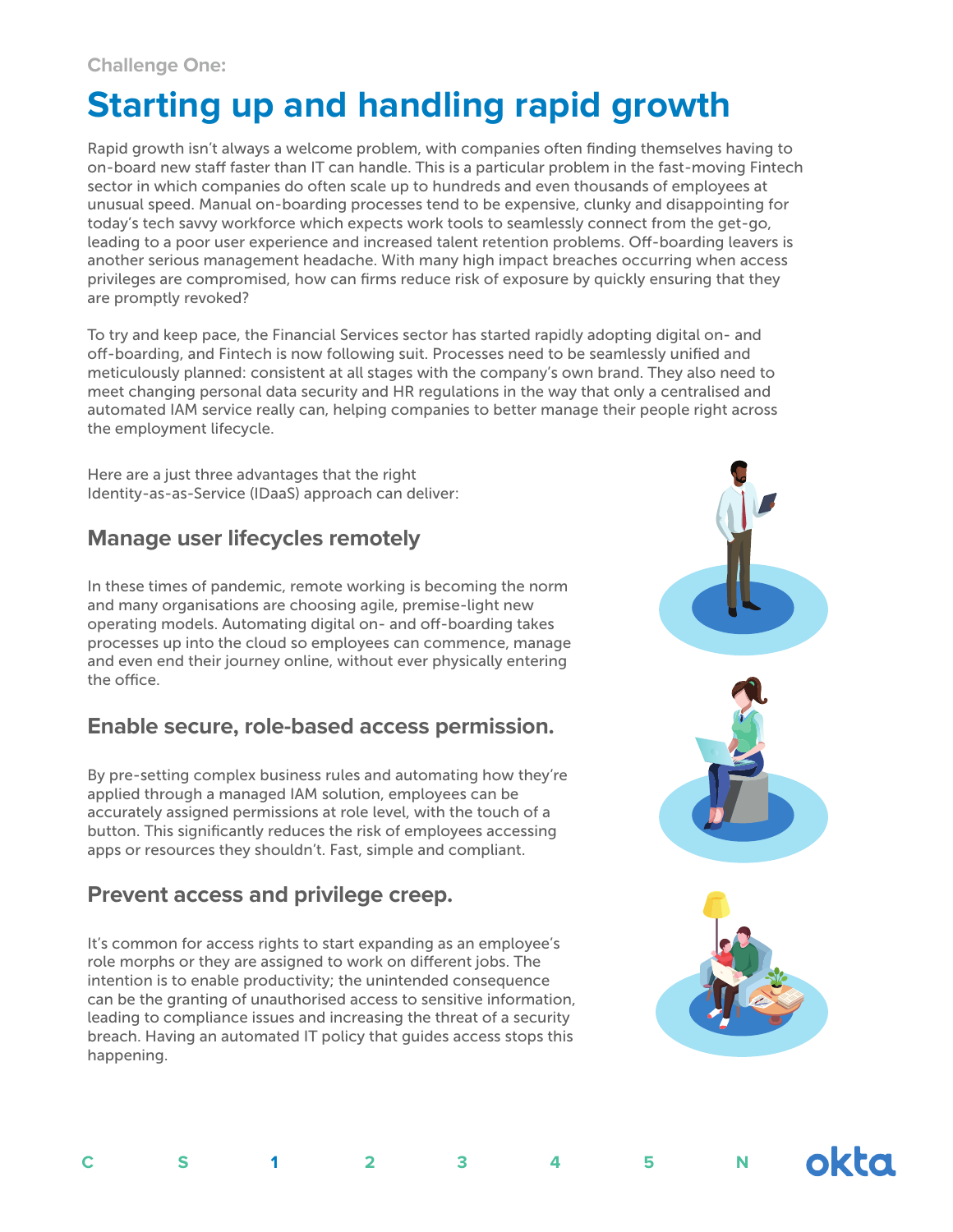Challenge One:

# Starting up and handling rapid growth

Rapid growth isn't always a welcome problem, with companies often finding themselves having to on-board new staff faster than IT can handle. This is a particular problem in the fast-moving Fintech sector in which companies do often scale up to hundreds and even thousands of employees at unusual speed. Manual on-boarding processes tend to be expensive, clunky and disappointing for today's tech savvy workforce which expects work tools to seamlessly connect from the get-go, leading to a poor user experience and increased talent retention problems. Off-boarding leavers is another serious management headache. With many high impact breaches occurring when access privileges are compromised, how can firms reduce risk of exposure by quickly ensuring that they are promptly revoked?

To try and keep pace, the Financial Services sector has started rapidly adopting digital on- and off-boarding, and Fintech is now following suit. Processes need to be seamlessly unified and meticulously planned: consistent at all stages with the company's own brand. They also need to meet changing personal data security and HR regulations in the way that only a centralised and automated IAM service really can, helping companies to better manage their people right across the employment lifecycle.

Here are a just three advantages that the right Identity-as-as-Service (IDaaS) approach can deliver:

## Manage user lifecycles remotely

In these times of pandemic, remote working is becoming the norm and many organisations are choosing agile, premise-light new operating models. Automating digital on- and off-boarding takes processes up into the cloud so employees can commence, manage and even end their journey online, without ever physically entering the office.

## Enable secure, role-based access permission.

By pre-setting complex business rules and automating how they're applied through a managed IAM solution, employees can be accurately assigned permissions at role level, with the touch of a button. This significantly reduces the risk of employees accessing apps or resources they shouldn't. Fast, simple and compliant.

## Prevent access and privilege creep.

It's common for access rights to start expanding as an employee's role morphs or they are assigned to work on different jobs. The intention is to enable productivity; the unintended consequence can be the granting of unauthorised access to sensitive information, leading to compliance issues and increasing the threat of a security breach. Having an automated IT policy that guides access stops this happening.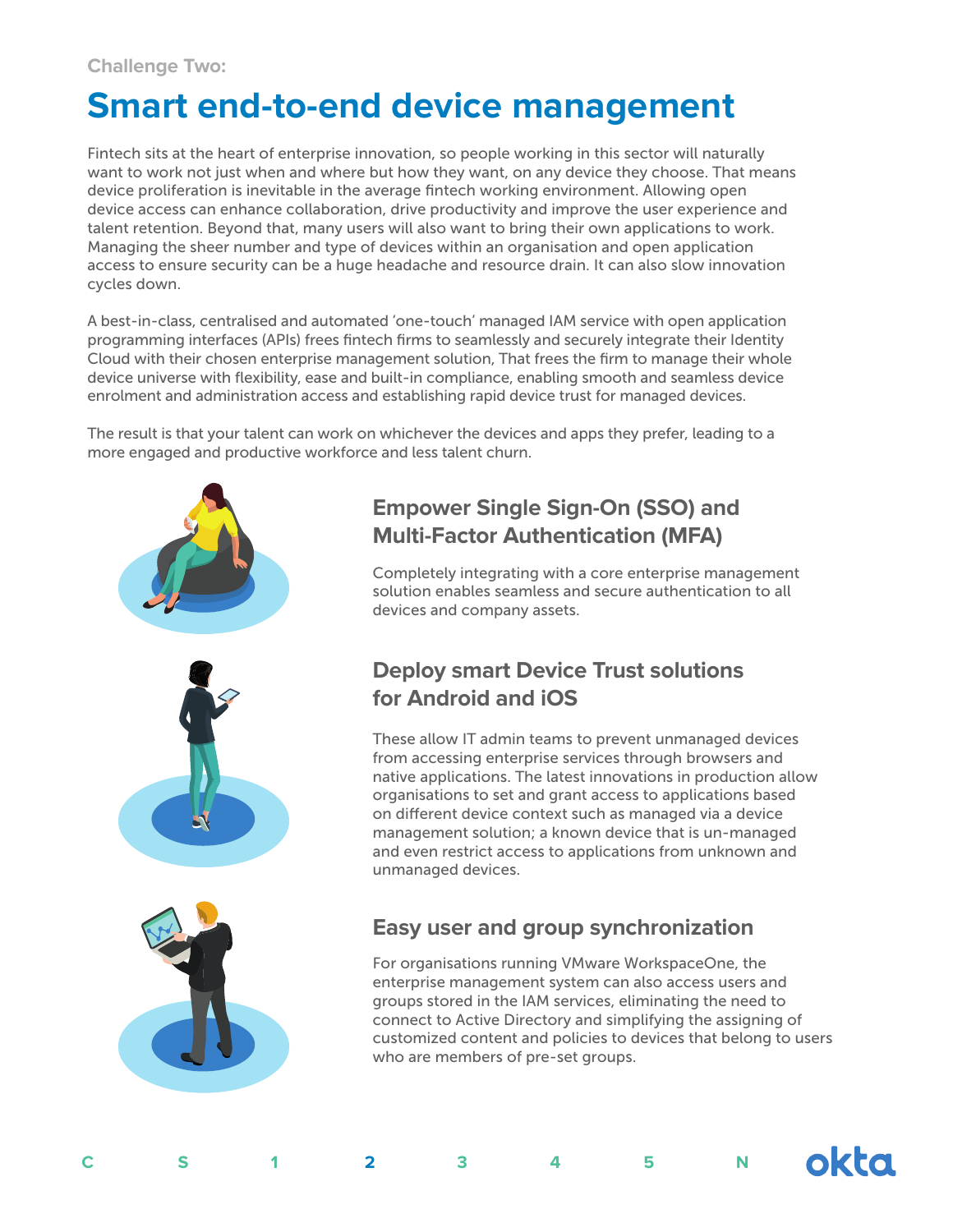Challenge Two:

# Smart end-to-end device management

Fintech sits at the heart of enterprise innovation, so people working in this sector will naturally want to work not just when and where but how they want, on any device they choose. That means device proliferation is inevitable in the average fintech working environment. Allowing open device access can enhance collaboration, drive productivity and improve the user experience and talent retention. Beyond that, many users will also want to bring their own applications to work. Managing the sheer number and type of devices within an organisation and open application access to ensure security can be a huge headache and resource drain. It can also slow innovation cycles down.

A best-in-class, centralised and automated 'one-touch' managed IAM service with open application programming interfaces (APIs) frees fintech firms to seamlessly and securely integrate their Identity Cloud with their chosen enterprise management solution, That frees the firm to manage their whole device universe with flexibility, ease and built-in compliance, enabling smooth and seamless device enrolment and administration access and establishing rapid device trust for managed devices.

The result is that your talent can work on whichever the devices and apps they prefer, leading to a more engaged and productive workforce and less talent churn.

## Empower Single Sign-On (SSO) and Multi-Factor Authentication (MFA)

Completely integrating with a core enterprise management solution enables seamless and secure authentication to all devices and company assets.

## Deploy smart Device Trust solutions for Android and iOS

These allow IT admin teams to prevent unmanaged devices from accessing enterprise services through browsers and native applications. The latest innovations in production allow organisations to set and grant access to applications based on different device context such as managed via a device management solution; a known device that is un-managed and even restrict access to applications from unknown and unmanaged devices.

## Easy user and group synchronization

For organisations running VMware WorkspaceOne, the enterprise management system can also access users and groups stored in the IAM services, eliminating the need to connect to Active Directory and simplifying the assigning of customized content and policies to devices that belong to users who are members of pre-set groups.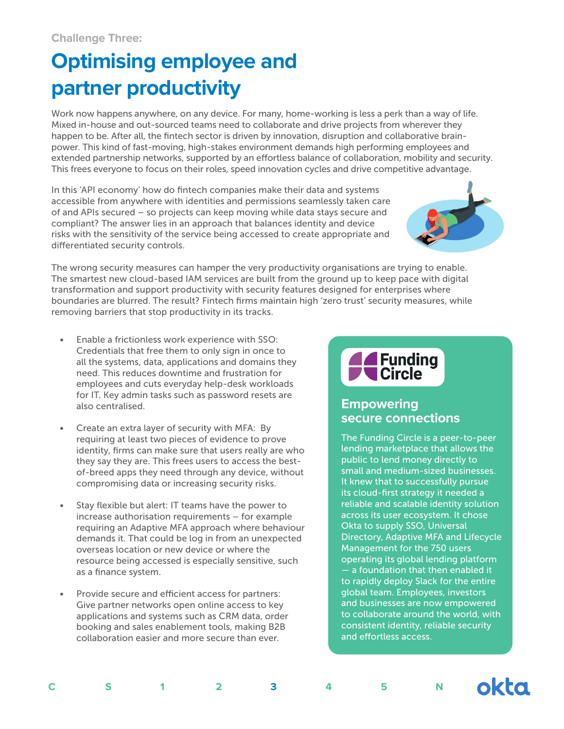Challenge Three:

# Optimising employee and partner productivity

Work now happens anywhere, on any device. For many, home-working is less a perk than a way of life. Mixed in-house and out-sourced teams need to collaborate and drive projects from wherever they happen to be. After all, the fintech sector is driven by innovation, disruption and collaborative brain-power. This kind of fast-moving, high-stakes environment demands high performing employees and extended partnership networks, supported by an effortless balance of collaboration, mobility and security. This frees everyone to focus on their roles, speed innovation cycles and drive competitive advantage.

In this 'API economy' how do fintech companies make their data and systems accessible from anywhere with identities and permissions seamlessly taken care of and APIs secured – so projects can keep moving while data stays secure and compliant? The answer lies in an approach that balances identity and device risks with the sensitivity of the service being accessed to create appropriate and differentiated security controls.

The wrong security measures can hamper the very productivity organisations are trying to enable. The smartest new cloud-based IAM services are built from the ground up to keep pace with digital transformation and support productivity with security features designed for enterprises where boundaries are blurred. The result? Fintech firms maintain high 'zero trust' security measures, while removing barriers that stop productivity in its tracks.

- Enable a frictionless work experience with SSO: Credentials that free them to only sign in once to all the systems, data, applications and domains they need. This reduces downtime and frustration for employees and cuts everyday help-desk workloads for IT. Key admin tasks such as password resets are also centralised.
- Create an extra layer of security with MFA: By requiring at least two pieces of evidence to prove identity, firms can make sure that users really are who they say they are. This frees users to access the best-of-breed apps they need through any device, without compromising data or increasing security risks.
- Stay flexible but alert: IT teams have the power to increase authorisation requirements – for example requiring an Adaptive MFA approach where behaviour demands it. That could be log in from an unexpected overseas location or new device or where the resource being accessed is especially sensitive, such as a finance system.
- Provide secure and efficient access for partners: Give partner networks open online access to key applications and systems such as CRM data, order booking and sales enablement tools, making B2B collaboration easier and more secure than ever.

Funding Circle

## Empowering secure connections

The Funding Circle is a peer-to-peer lending marketplace that allows the public to lend money directly to small and medium-sized businesses. It knew that to successfully pursue its cloud-first strategy it needed a reliable and scalable identity solution across its user ecosystem. It chose Okta to supply SSO, Universal Directory, Adaptive MFA and Lifecycle Management for the 750 users operating its global lending platform — a foundation that then enabled it to rapidly deploy Slack for the entire global team. Employees, investors and businesses are now empowered to collaborate around the world, with consistent identity, reliable security and effortless access.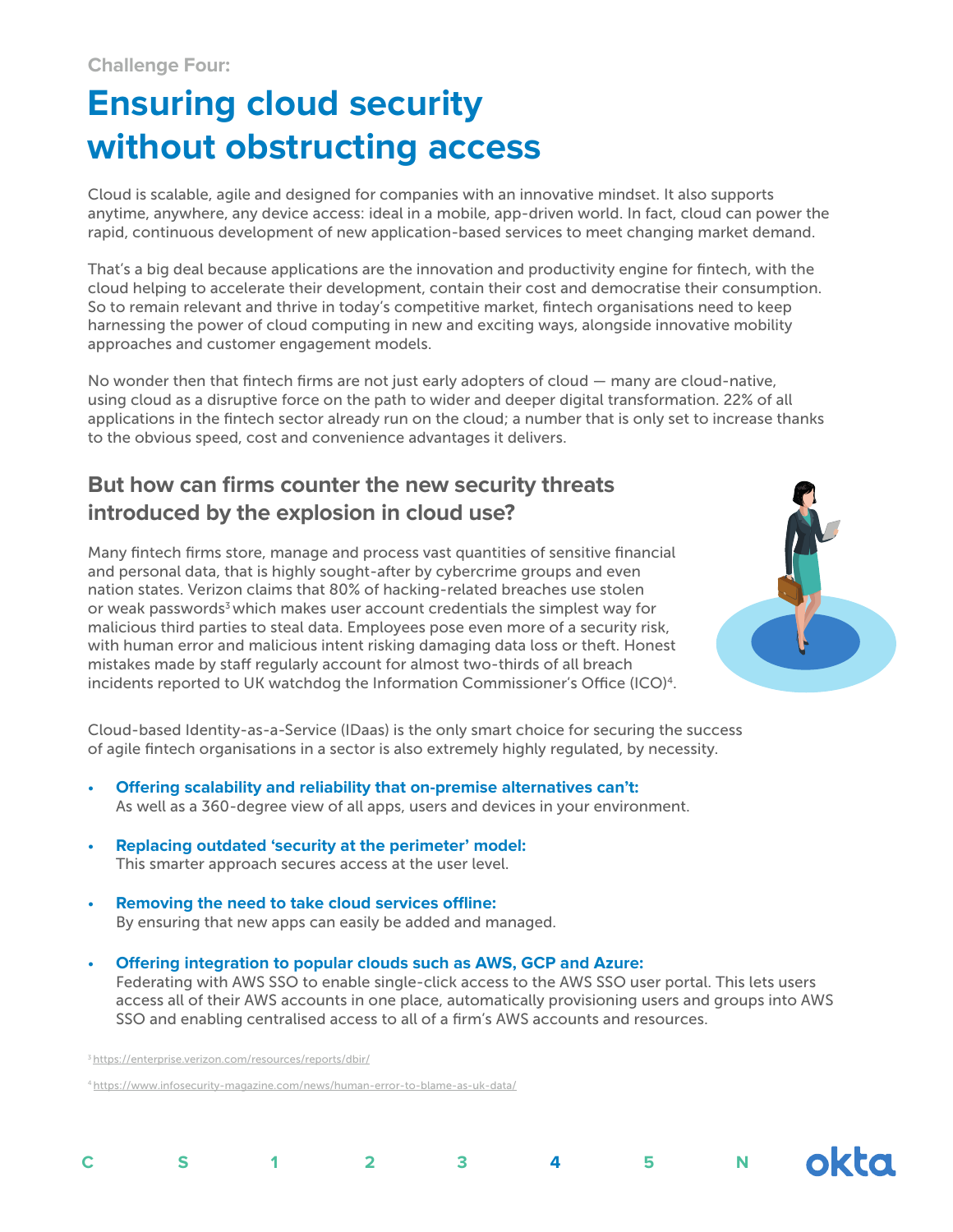Challenge Four:

# Ensuring cloud security without obstructing access

Cloud is scalable, agile and designed for companies with an innovative mindset. It also supports anytime, anywhere, any device access: ideal in a mobile, app-driven world. In fact, cloud can power the rapid, continuous development of new application-based services to meet changing market demand.

That's a big deal because applications are the innovation and productivity engine for fintech, with the cloud helping to accelerate their development, contain their cost and democratise their consumption. So to remain relevant and thrive in today's competitive market, fintech organisations need to keep harnessing the power of cloud computing in new and exciting ways, alongside innovative mobility approaches and customer engagement models.

No wonder then that fintech firms are not just early adopters of cloud — many are cloud-native, using cloud as a disruptive force on the path to wider and deeper digital transformation. 22% of all applications in the fintech sector already run on the cloud; a number that is only set to increase thanks to the obvious speed, cost and convenience advantages it delivers.

## But how can firms counter the new security threats introduced by the explosion in cloud use?

Many fintech firms store, manage and process vast quantities of sensitive financial and personal data, that is highly sought-after by cybercrime groups and even nation states. Verizon claims that 80% of hacking-related breaches use stolen or weak passwords[3] which makes user account credentials the simplest way for malicious third parties to steal data. Employees pose even more of a security risk, with human error and malicious intent risking damaging data loss or theft. Honest mistakes made by staff regularly account for almost two-thirds of all breach incidents reported to UK watchdog the Information Commissioner's Office (ICO)[4].

Cloud-based Identity-as-a-Service (IDaas) is the only smart choice for securing the success of agile fintech organisations in a sector is also extremely highly regulated, by necessity.

- **Offering scalability and reliability that on-premise alternatives can't:**
  As well as a 360-degree view of all apps, users and devices in your environment.
- **Replacing outdated 'security at the perimeter' model:**
  This smarter approach secures access at the user level.
- **Removing the need to take cloud services offline:**
  By ensuring that new apps can easily be added and managed.
- **Offering integration to popular clouds such as AWS, GCP and Azure:**
  Federating with AWS SSO to enable single-click access to the AWS SSO user portal. This lets users access all of their AWS accounts in one place, automatically provisioning users and groups into AWS SSO and enabling centralised access to all of a firm's AWS accounts and resources.

[3] https://enterprise.verizon.com/resources/reports/dbir/

[4] https://www.infosecurity-magazine.com/news/human-error-to-blame-as-uk-data/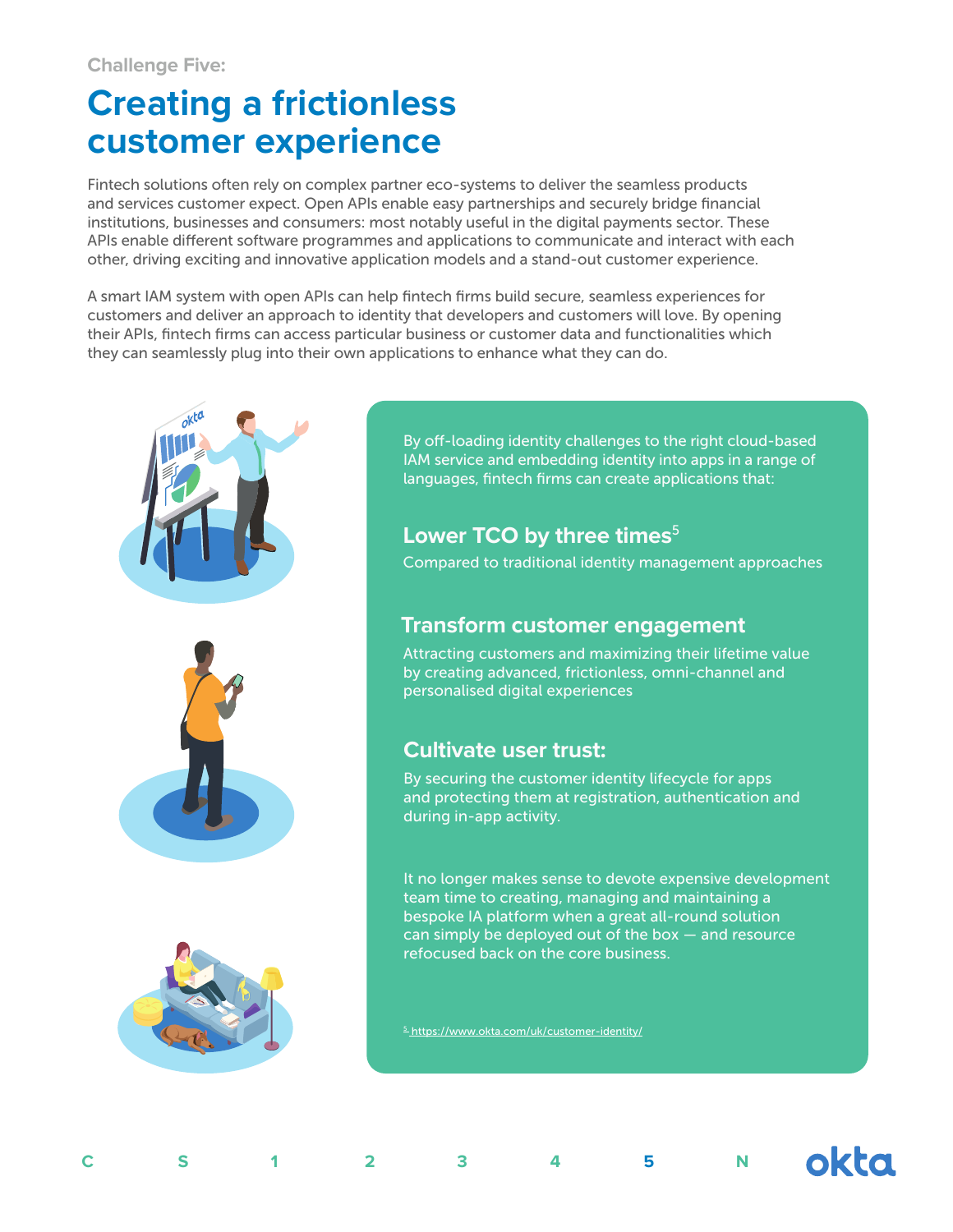Challenge Five:

# Creating a frictionless customer experience

Fintech solutions often rely on complex partner eco-systems to deliver the seamless products and services customer expect. Open APIs enable easy partnerships and securely bridge financial institutions, businesses and consumers: most notably useful in the digital payments sector. These APIs enable different software programmes and applications to communicate and interact with each other, driving exciting and innovative application models and a stand-out customer experience.

A smart IAM system with open APIs can help fintech firms build secure, seamless experiences for customers and deliver an approach to identity that developers and customers will love. By opening their APIs, fintech firms can access particular business or customer data and functionalities which they can seamlessly plug into their own applications to enhance what they can do.

By off-loading identity challenges to the right cloud-based IAM service and embedding identity into apps in a range of languages, fintech firms can create applications that:

### Lower TCO by three times[5]

Compared to traditional identity management approaches

### Transform customer engagement

Attracting customers and maximizing their lifetime value by creating advanced, frictionless, omni-channel and personalised digital experiences

### Cultivate user trust:

By securing the customer identity lifecycle for apps and protecting them at registration, authentication and during in-app activity.

It no longer makes sense to devote expensive development team time to creating, managing and maintaining a bespoke IA platform when a great all-round solution can simply be deployed out of the box — and resource refocused back on the core business.

[5] https://www.okta.com/uk/customer-identity/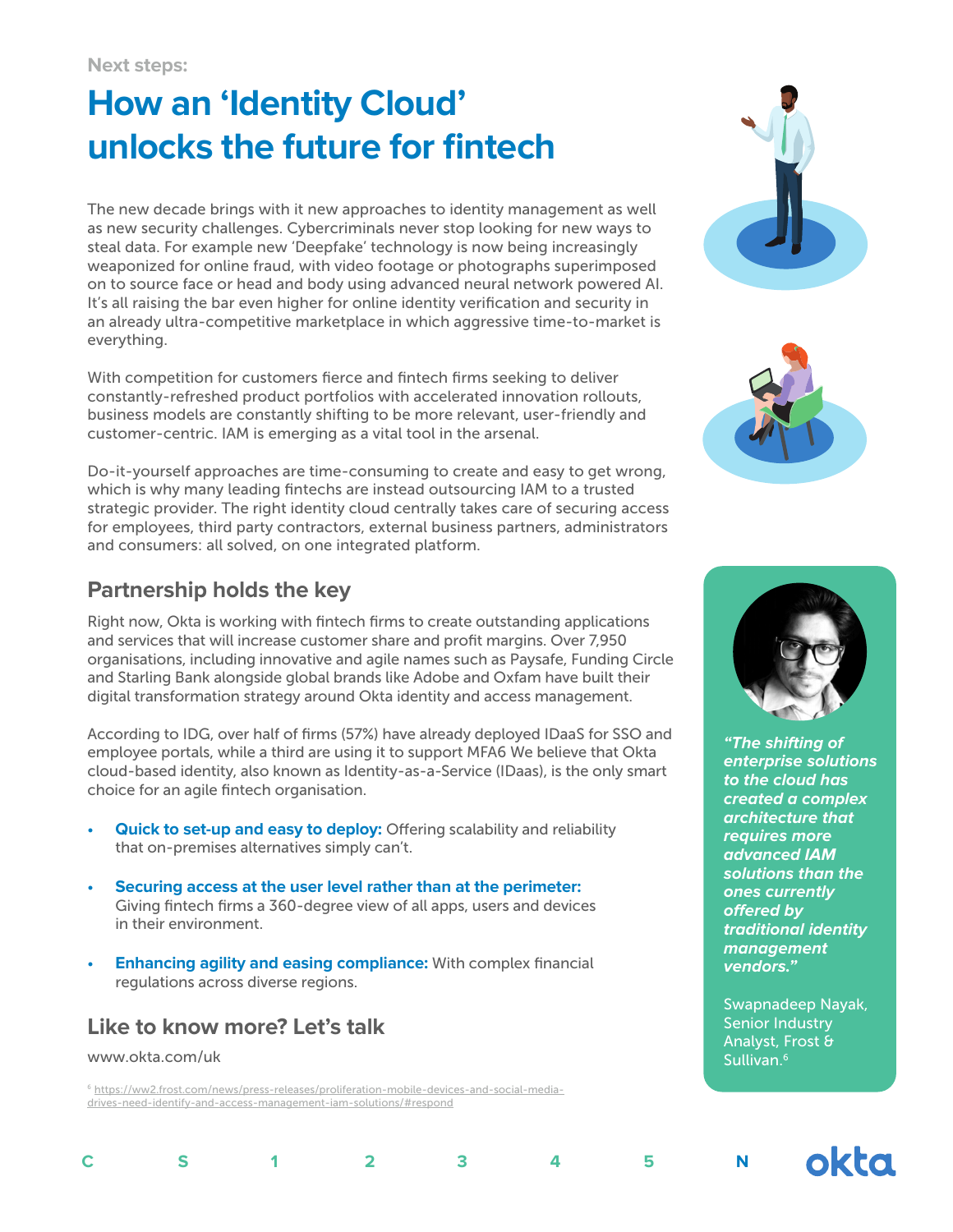Next steps:

# How an 'Identity Cloud' unlocks the future for fintech

The new decade brings with it new approaches to identity management as well as new security challenges. Cybercriminals never stop looking for new ways to steal data. For example new 'Deepfake' technology is now being increasingly weaponized for online fraud, with video footage or photographs superimposed on to source face or head and body using advanced neural network powered AI. It's all raising the bar even higher for online identity verification and security in an already ultra-competitive marketplace in which aggressive time-to-market is everything.

With competition for customers fierce and fintech firms seeking to deliver constantly-refreshed product portfolios with accelerated innovation rollouts, business models are constantly shifting to be more relevant, user-friendly and customer-centric. IAM is emerging as a vital tool in the arsenal.

Do-it-yourself approaches are time-consuming to create and easy to get wrong, which is why many leading fintechs are instead outsourcing IAM to a trusted strategic provider. The right identity cloud centrally takes care of securing access for employees, third party contractors, external business partners, administrators and consumers: all solved, on one integrated platform.

## Partnership holds the key

Right now, Okta is working with fintech firms to create outstanding applications and services that will increase customer share and profit margins. Over 7,950 organisations, including innovative and agile names such as Paysafe, Funding Circle and Starling Bank alongside global brands like Adobe and Oxfam have built their digital transformation strategy around Okta identity and access management.

According to IDG, over half of firms (57%) have already deployed IDaaS for SSO and employee portals, while a third are using it to support MFA6 We believe that Okta cloud-based identity, also known as Identity-as-a-Service (IDaas), is the only smart choice for an agile fintech organisation.

- **Quick to set-up and easy to deploy:** Offering scalability and reliability that on-premises alternatives simply can't.
- **Securing access at the user level rather than at the perimeter:** Giving fintech firms a 360-degree view of all apps, users and devices in their environment.
- **Enhancing agility and easing compliance:** With complex financial regulations across diverse regions.

*"The shifting of enterprise solutions to the cloud has created a complex architecture that requires more advanced IAM solutions than the ones currently offered by traditional identity management vendors."*

Swapnadeep Nayak, Senior Industry Analyst, Frost & Sullivan.[6]

## Like to know more? Let's talk

www.okta.com/uk

[6] https://ww2.frost.com/news/press-releases/proliferation-mobile-devices-and-social-media-drives-need-identify-and-access-management-iam-solutions/#respond